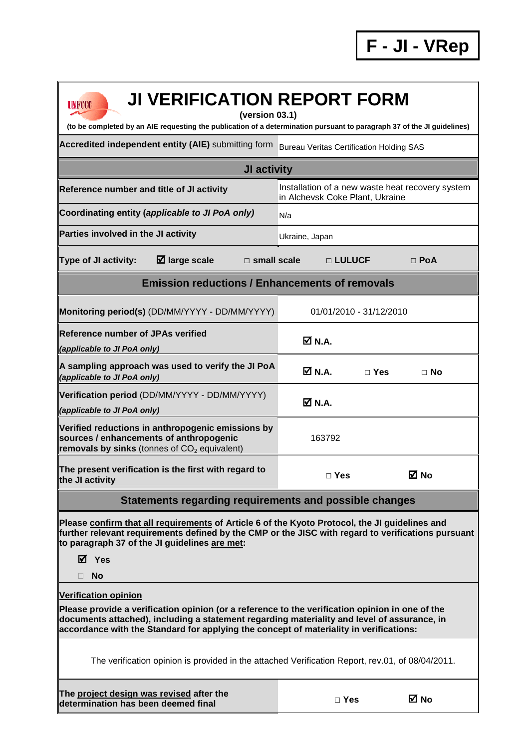**F - JI - VRep**

# JI VERIFICATION REPORT FORM

**(version 03.1)**

**(to be completed by an AIE requesting the publication of a determination pursuant to paragraph 37 of the JI guidelines)**

| | |
|---|---|
| **Accredited independent entity (AIE)** submitting form | Bureau Veritas Certification Holding SAS |
| **JI activity** | |
| **Reference number and title of JI activity** | Installation of a new waste heat recovery system in Alchevsk Coke Plant, Ukraine |
| **Coordinating entity (*applicable to JI PoA only)*** | N/a |
| **Parties involved in the JI activity** | Ukraine, Japan |
| **Type of JI activity:** ☑ **large scale** □ **small scale** □ **LULUCF** □ **PoA** | |
| **Emission reductions / Enhancements of removals** | |
| **Monitoring period(s)** (DD/MM/YYYY - DD/MM/YYYY) | 01/01/2010 - 31/12/2010 |
| **Reference number of JPAs verified** *(applicable to JI PoA only)* | ☑ **N.A.** |
| **A sampling approach was used to verify the JI PoA** *(applicable to JI PoA only)* | ☑ **N.A.** □ **Yes** □ **No** |
| **Verification period** (DD/MM/YYYY - DD/MM/YYYY) *(applicable to JI PoA only)* | ☑ **N.A.** |
| **Verified reductions in anthropogenic emissions by sources / enhancements of anthropogenic removals by sinks** (tonnes of $CO_2$ equivalent) | 163792 |
| **The present verification is the first with regard to the JI activity** | □ **Yes** ☑ **No** |

**Statements regarding requirements and possible changes**

**Please confirm that all requirements of Article 6 of the Kyoto Protocol, the JI guidelines and further relevant requirements defined by the CMP or the JISC with regard to verifications pursuant to paragraph 37 of the JI guidelines are met:**

☑ **Yes**

□ **No**

**Verification opinion**

**Please provide a verification opinion (or a reference to the verification opinion in one of the documents attached), including a statement regarding materiality and level of assurance, in accordance with the Standard for applying the concept of materiality in verifications:**

The verification opinion is provided in the attached Verification Report, rev.01, of 08/04/2011.

| | |
|---|---|
| **The project design was revised after the determination has been deemed final** | □ **Yes** ☑ **No** |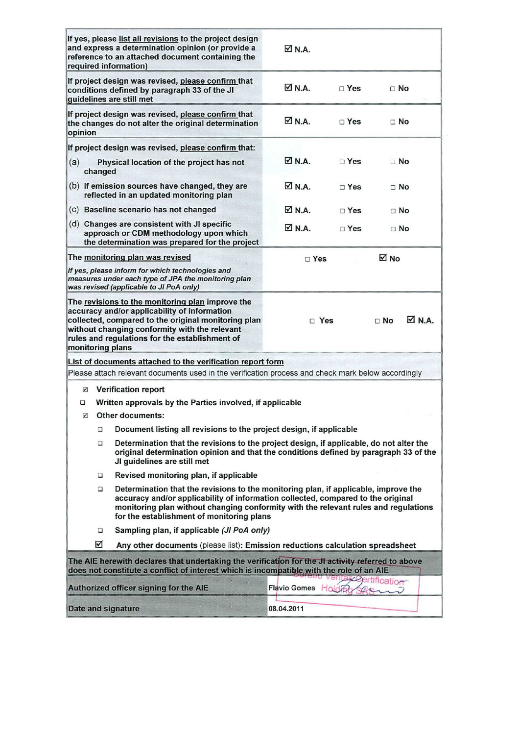| | | | |
|---|---|---|---|
| If yes, please list all revisions to the project design and express a determination opinion (or provide a reference to an attached document containing the required information) | ☑ N.A. | | |
| If project design was revised, please confirm that conditions defined by paragraph 33 of the JI guidelines are still met | ☑ N.A. | ☐ Yes | ☐ No |
| If project design was revised, please confirm that the changes do not alter the original determination opinion | ☑ N.A. | ☐ Yes | ☐ No |
| If project design was revised, please confirm that: | | | |
| (a) Physical location of the project has not changed | ☑ N.A. | ☐ Yes | ☐ No |
| (b) If emission sources have changed, they are reflected in an updated monitoring plan | ☑ N.A. | ☐ Yes | ☐ No |
| (c) Baseline scenario has not changed | ☑ N.A. | ☐ Yes | ☐ No |
| (d) Changes are consistent with JI specific approach or CDM methodology upon which the determination was prepared for the project | ☑ N.A. | ☐ Yes | ☐ No |
| The monitoring plan was revised<br>*If yes, please inform for which technologies and measures under each type of JPA the monitoring plan was revised (applicable to JI PoA only)* | ☐ Yes | ☑ No | |
| The revisions to the monitoring plan improve the accuracy and/or applicability of information collected, compared to the original monitoring plan without changing conformity with the relevant rules and regulations for the establishment of monitoring plans | ☐ Yes | ☐ No | ☑ N.A. |

**List of documents attached to the verification report form**

Please attach relevant documents used in the verification process and check mark below accordingly

- ☑ Verification report
- ☐ Written approvals by the Parties involved, if applicable
- ☑ Other documents:
  - ☐ Document listing all revisions to the project design, if applicable
  - ☐ Determination that the revisions to the project design, if applicable, do not alter the original determination opinion and that the conditions defined by paragraph 33 of the JI guidelines are still met
  - ☐ Revised monitoring plan, if applicable
  - ☐ Determination that the revisions to the monitoring plan, if applicable, improve the accuracy and/or applicability of information collected, compared to the original monitoring plan without changing conformity with the relevant rules and regulations for the establishment of monitoring plans
  - ☐ Sampling plan, if applicable *(JI PoA only)*
  - ☑ Any other documents (please list): **Emission reductions calculation spreadsheet**

| | |
|---|---|
| The AIE herewith declares that undertaking the verification for the JI activity referred to above does not constitute a conflict of interest which is incompatible with the role of an AIE | |
| Authorized officer signing for the AIE | Flavio Gomes |
| Date and signature | 08.04.2011 |